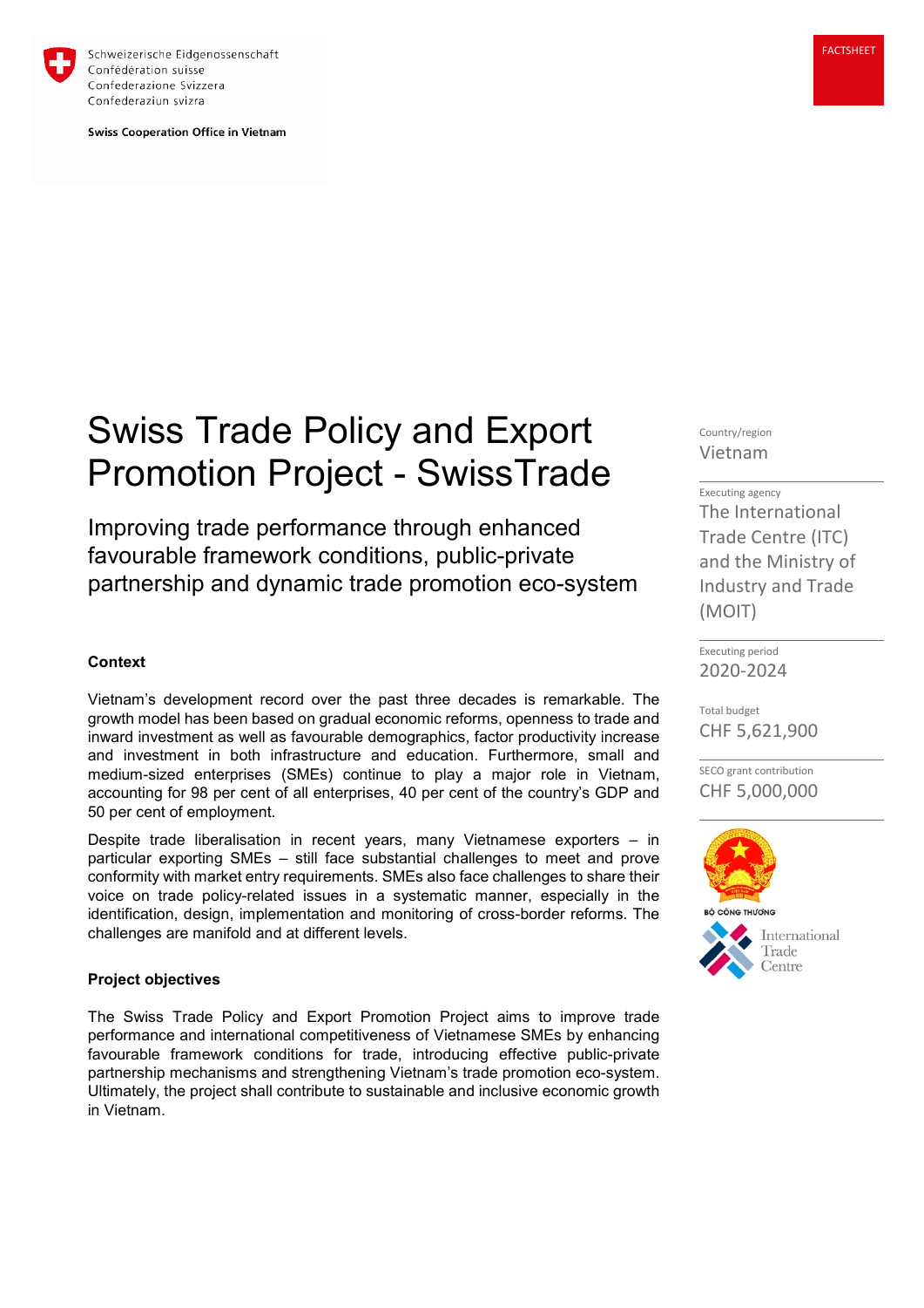Schweizerische Eidgenossenschaft
Confédération suisse
Confederazione Svizzera
Confederaziun svizra

**Swiss Cooperation Office in Vietnam**

FACTSHEET

# Swiss Trade Policy and Export Promotion Project - SwissTrade

## Improving trade performance through enhanced favourable framework conditions, public-private partnership and dynamic trade promotion eco-system

Country/region
Vietnam

Executing agency
The International Trade Centre (ITC) and the Ministry of Industry and Trade (MOIT)

Executing period
2020-2024

Total budget
CHF 5,621,900

SECO grant contribution
CHF 5,000,000

BỘ CÔNG THƯƠNG

International Trade Centre

### Context

Vietnam's development record over the past three decades is remarkable. The growth model has been based on gradual economic reforms, openness to trade and inward investment as well as favourable demographics, factor productivity increase and investment in both infrastructure and education. Furthermore, small and medium-sized enterprises (SMEs) continue to play a major role in Vietnam, accounting for 98 per cent of all enterprises, 40 per cent of the country's GDP and 50 per cent of employment.

Despite trade liberalisation in recent years, many Vietnamese exporters – in particular exporting SMEs – still face substantial challenges to meet and prove conformity with market entry requirements. SMEs also face challenges to share their voice on trade policy-related issues in a systematic manner, especially in the identification, design, implementation and monitoring of cross-border reforms. The challenges are manifold and at different levels.

### Project objectives

The Swiss Trade Policy and Export Promotion Project aims to improve trade performance and international competitiveness of Vietnamese SMEs by enhancing favourable framework conditions for trade, introducing effective public-private partnership mechanisms and strengthening Vietnam's trade promotion eco-system. Ultimately, the project shall contribute to sustainable and inclusive economic growth in Vietnam.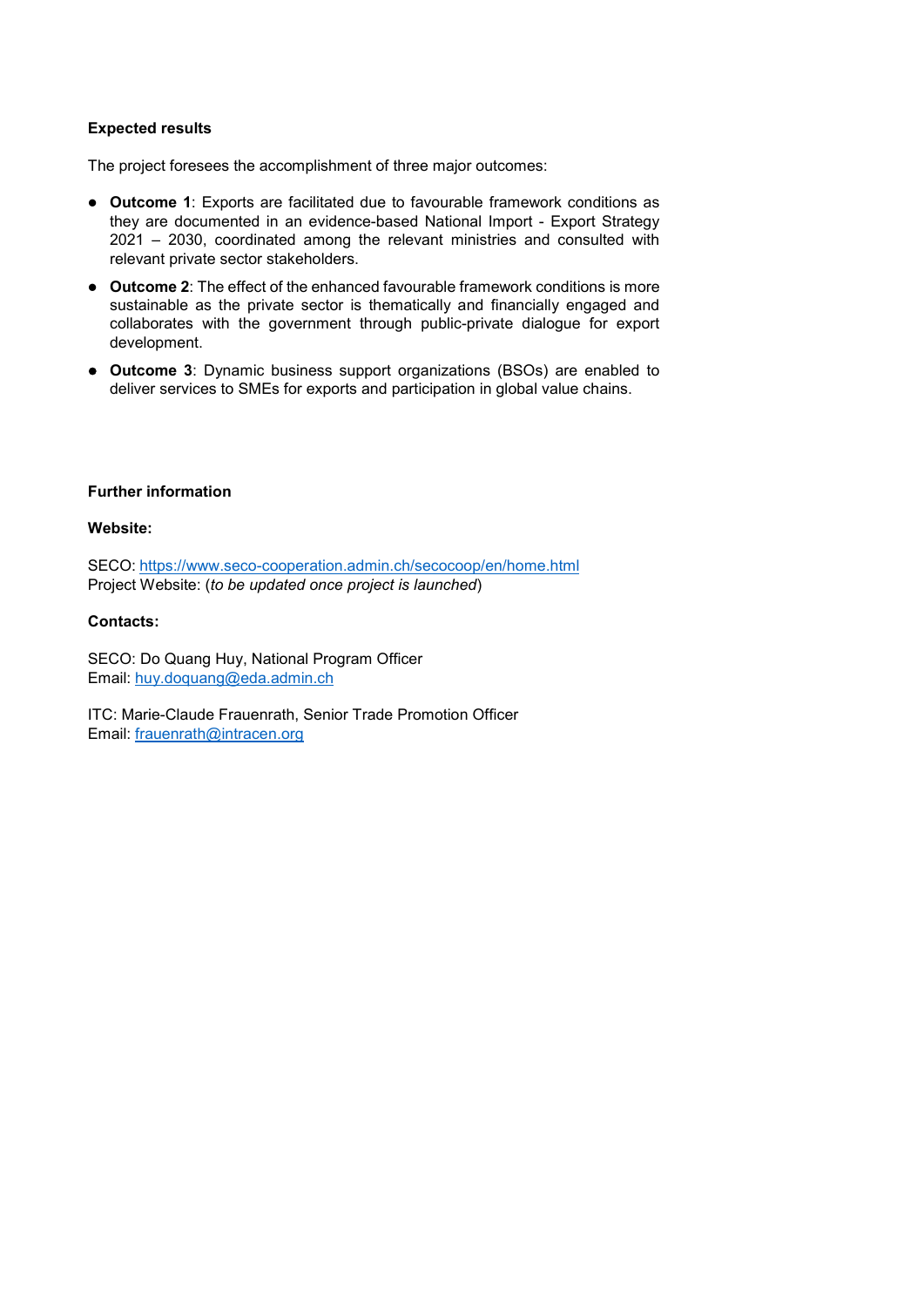**Expected results**

The project foresees the accomplishment of three major outcomes:

- **Outcome 1**: Exports are facilitated due to favourable framework conditions as they are documented in an evidence-based National Import - Export Strategy 2021 – 2030, coordinated among the relevant ministries and consulted with relevant private sector stakeholders.
- **Outcome 2**: The effect of the enhanced favourable framework conditions is more sustainable as the private sector is thematically and financially engaged and collaborates with the government through public-private dialogue for export development.
- **Outcome 3**: Dynamic business support organizations (BSOs) are enabled to deliver services to SMEs for exports and participation in global value chains.

**Further information**

**Website:**

SECO: https://www.seco-cooperation.admin.ch/secocoop/en/home.html
Project Website: (*to be updated once project is launched*)

**Contacts:**

SECO: Do Quang Huy, National Program Officer
Email: huy.doquang@eda.admin.ch

ITC: Marie-Claude Frauenrath, Senior Trade Promotion Officer
Email: frauenrath@intracen.org